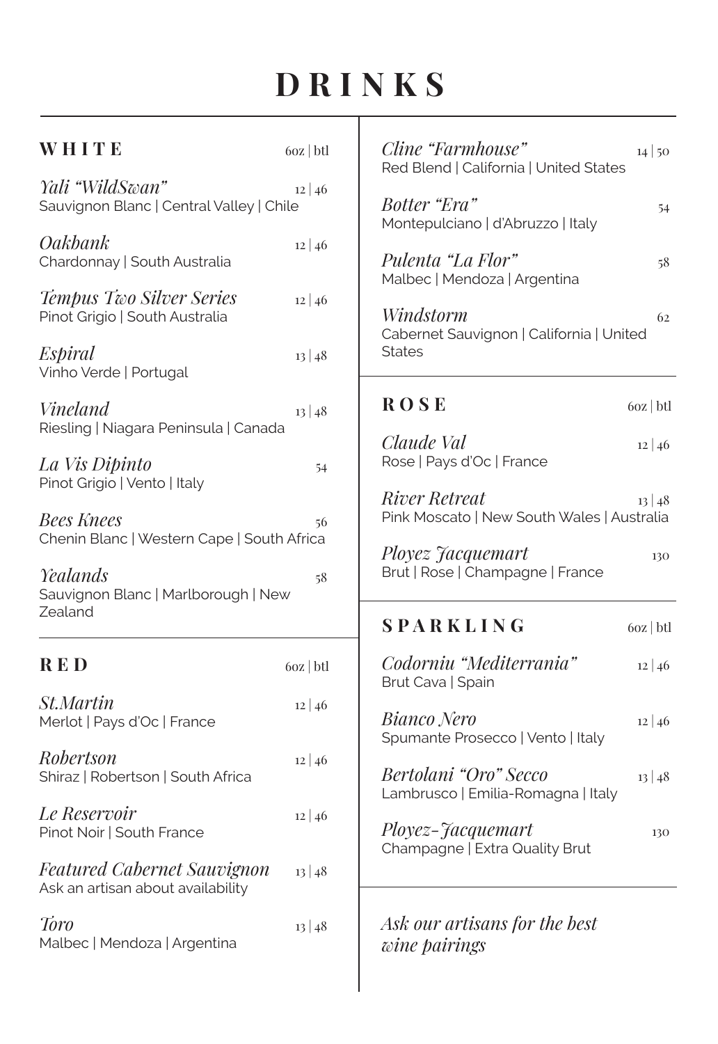# DRINKS

## WHITE

6oz | btl

*Yali "WildSwan"* 12 | 46
Sauvignon Blanc | Central Valley | Chile

*Oakbank* 12 | 46
Chardonnay | South Australia

*Tempus Two Silver Series* 12 | 46
Pinot Grigio | South Australia

*Espiral* 13 | 48
Vinho Verde | Portugal

*Vineland* 13 | 48
Riesling | Niagara Peninsula | Canada

*La Vis Dipinto* 54
Pinot Grigio | Vento | Italy

*Bees Knees* 56
Chenin Blanc | Western Cape | South Africa

*Yealands* 58
Sauvignon Blanc | Marlborough | New Zealand

## RED

6oz | btl

*St.Martin* 12 | 46
Merlot | Pays d'Oc | France

*Robertson* 12 | 46
Shiraz | Robertson | South Africa

*Le Reservoir* 12 | 46
Pinot Noir | South France

*Featured Cabernet Sauvignon* 13 | 48
Ask an artisan about availability

*Toro* 13 | 48
Malbec | Mendoza | Argentina

*Cline "Farmhouse"* 14 | 50
Red Blend | California | United States

*Botter "Era"* 54
Montepulciano | d'Abruzzo | Italy

*Pulenta "La Flor"* 58
Malbec | Mendoza | Argentina

*Windstorm* 62
Cabernet Sauvignon | California | United States

## ROSE

6oz | btl

*Claude Val* 12 | 46
Rose | Pays d'Oc | France

*River Retreat* 13 | 48
Pink Moscato | New South Wales | Australia

*Ployez Jacquemart* 130
Brut | Rose | Champagne | France

## SPARKLING

6oz | btl

*Codorniu "Mediterrania"* 12 | 46
Brut Cava | Spain

*Bianco Nero* 12 | 46
Spumante Prosecco | Vento | Italy

*Bertolani "Oro" Secco* 13 | 48
Lambrusco | Emilia-Romagna | Italy

*Ployez-Jacquemart* 130
Champagne | Extra Quality Brut

*Ask our artisans for the best wine pairings*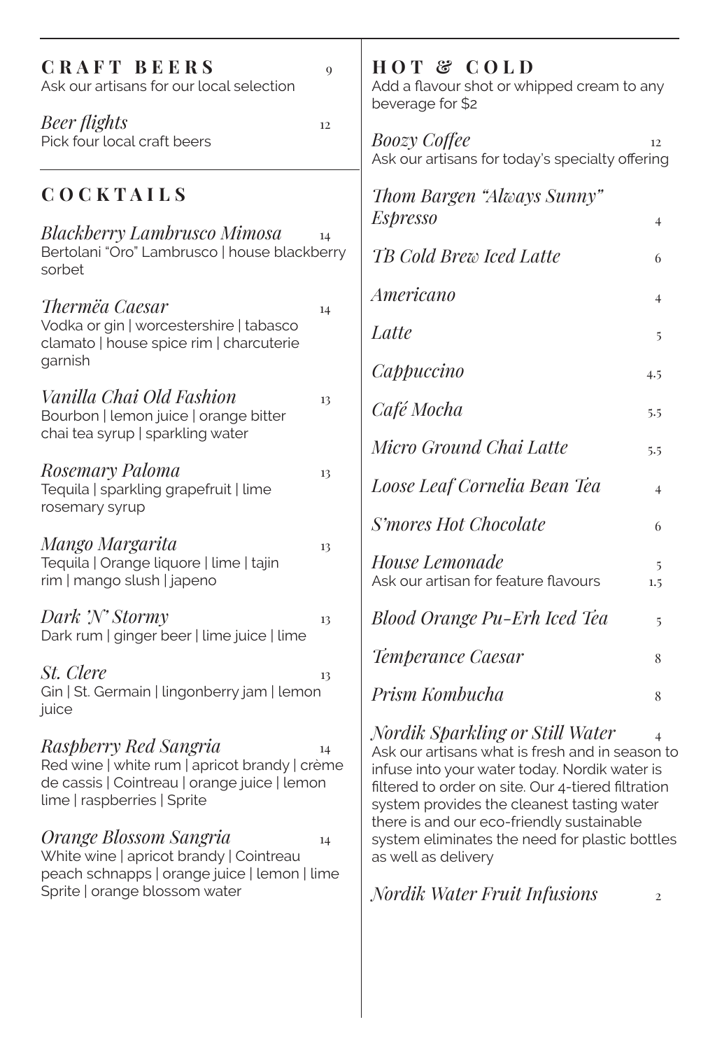## CRAFT BEERS 9

Ask our artisans for our local selection

*Beer flights* 12
Pick four local craft beers

## COCKTAILS

*Blackberry Lambrusco Mimosa* 14
Bertolani "Oro" Lambrusco | house blackberry sorbet

*Thermëa Caesar* 14
Vodka or gin | worcestershire | tabasco clamato | house spice rim | charcuterie garnish

*Vanilla Chai Old Fashion* 13
Bourbon | lemon juice | orange bitter chai tea syrup | sparkling water

*Rosemary Paloma* 13
Tequila | sparkling grapefruit | lime rosemary syrup

*Mango Margarita* 13
Tequila | Orange liquore | lime | tajin rim | mango slush | japeno

*Dark 'N' Stormy* 13
Dark rum | ginger beer | lime juice | lime

*St. Clere* 13
Gin | St. Germain | lingonberry jam | lemon juice

*Raspberry Red Sangria* 14
Red wine | white rum | apricot brandy | crème de cassis | Cointreau | orange juice | lemon lime | raspberries | Sprite

*Orange Blossom Sangria* 14
White wine | apricot brandy | Cointreau peach schnapps | orange juice | lemon | lime Sprite | orange blossom water

## HOT & COLD

Add a flavour shot or whipped cream to any beverage for $2

*Boozy Coffee* 12
Ask our artisans for today's specialty offering

*Thom Bargen "Always Sunny" Espresso* 4

*TB Cold Brew Iced Latte* 6

*Americano* 4

*Latte* 5

*Cappuccino* 4.5

*Café Mocha* 5.5

*Micro Ground Chai Latte* 5.5

*Loose Leaf Cornelia Bean Tea* 4

*S'mores Hot Chocolate* 6

*House Lemonade* 5
Ask our artisan for feature flavours 1.5

*Blood Orange Pu-Erh Iced Tea* 5

*Temperance Caesar* 8

*Prism Kombucha* 8

*Nordik Sparkling or Still Water* 4
Ask our artisans what is fresh and in season to infuse into your water today. Nordik water is filtered to order on site. Our 4-tiered filtration system provides the cleanest tasting water there is and our eco-friendly sustainable system eliminates the need for plastic bottles as well as delivery

*Nordik Water Fruit Infusions* 2